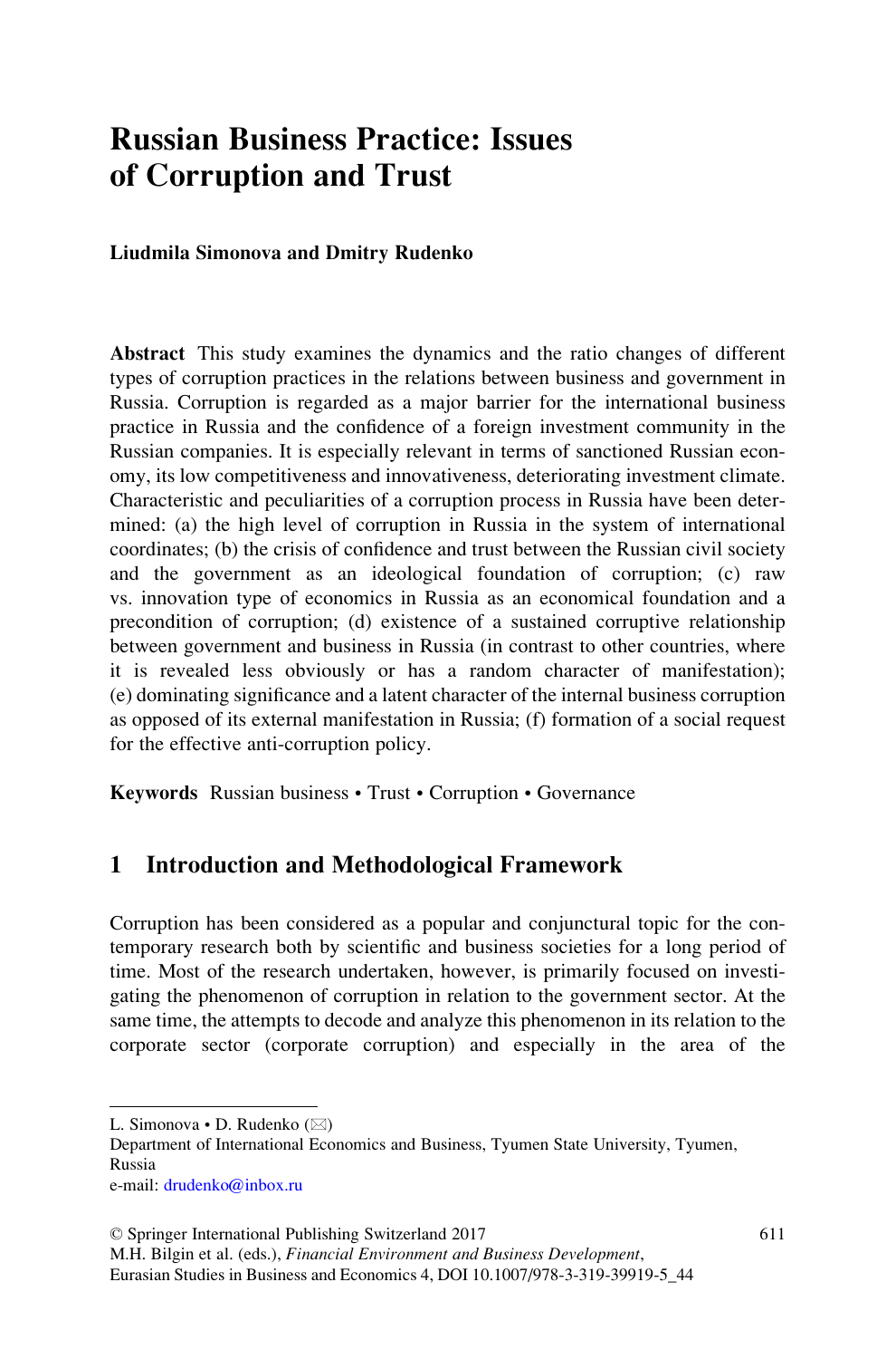# Russian Business Practice: Issues of Corruption and Trust

**Liudmila Simonova and Dmitry Rudenko**

**Abstract** This study examines the dynamics and the ratio changes of different types of corruption practices in the relations between business and government in Russia. Corruption is regarded as a major barrier for the international business practice in Russia and the confidence of a foreign investment community in the Russian companies. It is especially relevant in terms of sanctioned Russian economy, its low competitiveness and innovativeness, deteriorating investment climate. Characteristic and peculiarities of a corruption process in Russia have been determined: (a) the high level of corruption in Russia in the system of international coordinates; (b) the crisis of confidence and trust between the Russian civil society and the government as an ideological foundation of corruption; (c) raw vs. innovation type of economics in Russia as an economical foundation and a precondition of corruption; (d) existence of a sustained corruptive relationship between government and business in Russia (in contrast to other countries, where it is revealed less obviously or has a random character of manifestation); (e) dominating significance and a latent character of the internal business corruption as opposed of its external manifestation in Russia; (f) formation of a social request for the effective anti-corruption policy.

**Keywords** Russian business • Trust • Corruption • Governance

## 1 Introduction and Methodological Framework

Corruption has been considered as a popular and conjunctural topic for the contemporary research both by scientific and business societies for a long period of time. Most of the research undertaken, however, is primarily focused on investigating the phenomenon of corruption in relation to the government sector. At the same time, the attempts to decode and analyze this phenomenon in its relation to the corporate sector (corporate corruption) and especially in the area of the

---

L. Simonova • D. Rudenko (✉)
Department of International Economics and Business, Tyumen State University, Tyumen, Russia
e-mail: drudenko@inbox.ru

© Springer International Publishing Switzerland 2017
M.H. Bilgin et al. (eds.), *Financial Environment and Business Development*, Eurasian Studies in Business and Economics 4, DOI 10.1007/978-3-319-39919-5_44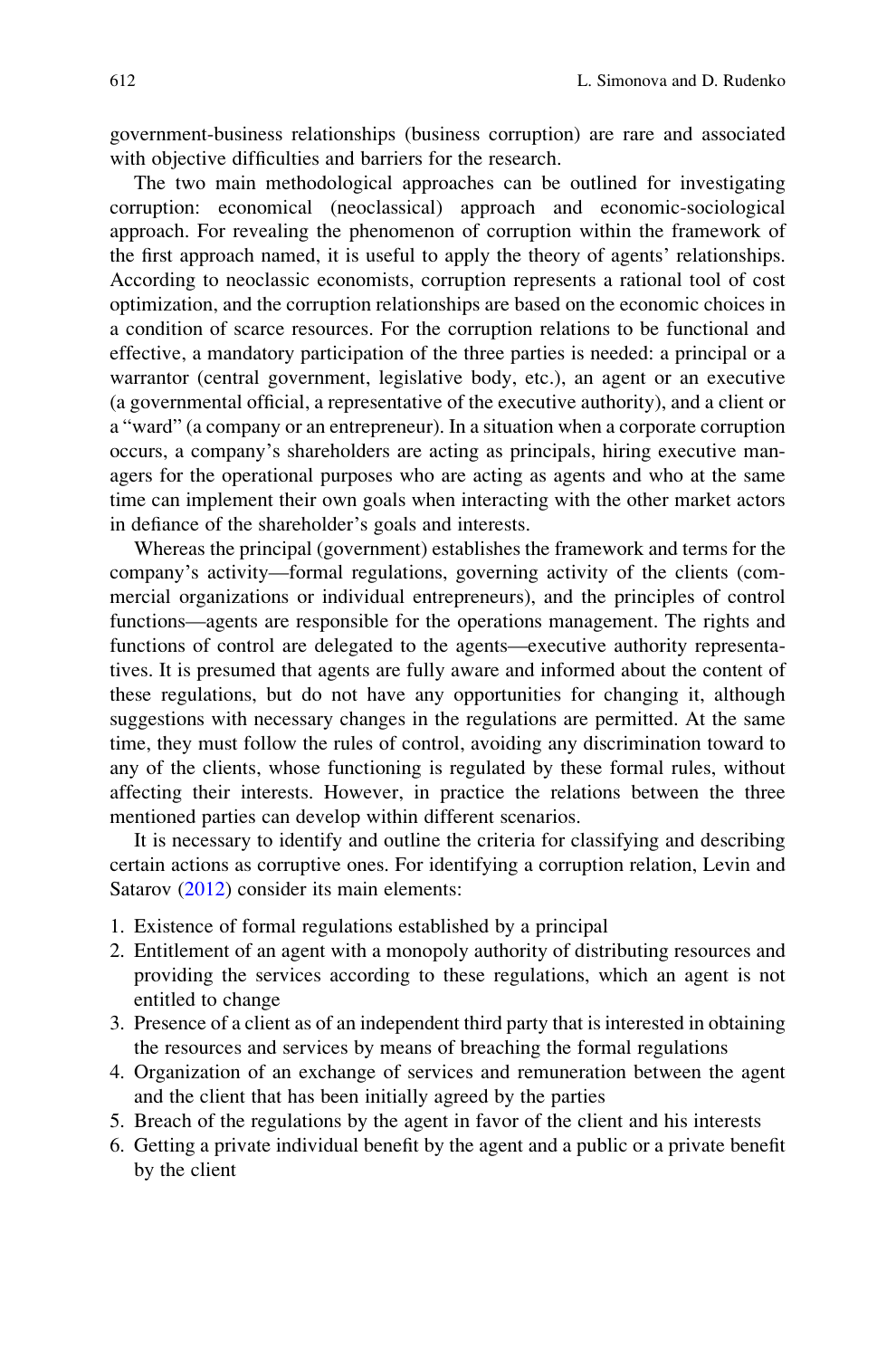government-business relationships (business corruption) are rare and associated with objective difficulties and barriers for the research.

The two main methodological approaches can be outlined for investigating corruption: economical (neoclassical) approach and economic-sociological approach. For revealing the phenomenon of corruption within the framework of the first approach named, it is useful to apply the theory of agents' relationships. According to neoclassic economists, corruption represents a rational tool of cost optimization, and the corruption relationships are based on the economic choices in a condition of scarce resources. For the corruption relations to be functional and effective, a mandatory participation of the three parties is needed: a principal or a warrantor (central government, legislative body, etc.), an agent or an executive (a governmental official, a representative of the executive authority), and a client or a "ward" (a company or an entrepreneur). In a situation when a corporate corruption occurs, a company's shareholders are acting as principals, hiring executive managers for the operational purposes who are acting as agents and who at the same time can implement their own goals when interacting with the other market actors in defiance of the shareholder's goals and interests.

Whereas the principal (government) establishes the framework and terms for the company's activity—formal regulations, governing activity of the clients (commercial organizations or individual entrepreneurs), and the principles of control functions—agents are responsible for the operations management. The rights and functions of control are delegated to the agents—executive authority representatives. It is presumed that agents are fully aware and informed about the content of these regulations, but do not have any opportunities for changing it, although suggestions with necessary changes in the regulations are permitted. At the same time, they must follow the rules of control, avoiding any discrimination toward to any of the clients, whose functioning is regulated by these formal rules, without affecting their interests. However, in practice the relations between the three mentioned parties can develop within different scenarios.

It is necessary to identify and outline the criteria for classifying and describing certain actions as corruptive ones. For identifying a corruption relation, Levin and Satarov (2012) consider its main elements:

1. Existence of formal regulations established by a principal
2. Entitlement of an agent with a monopoly authority of distributing resources and providing the services according to these regulations, which an agent is not entitled to change
3. Presence of a client as of an independent third party that is interested in obtaining the resources and services by means of breaching the formal regulations
4. Organization of an exchange of services and remuneration between the agent and the client that has been initially agreed by the parties
5. Breach of the regulations by the agent in favor of the client and his interests
6. Getting a private individual benefit by the agent and a public or a private benefit by the client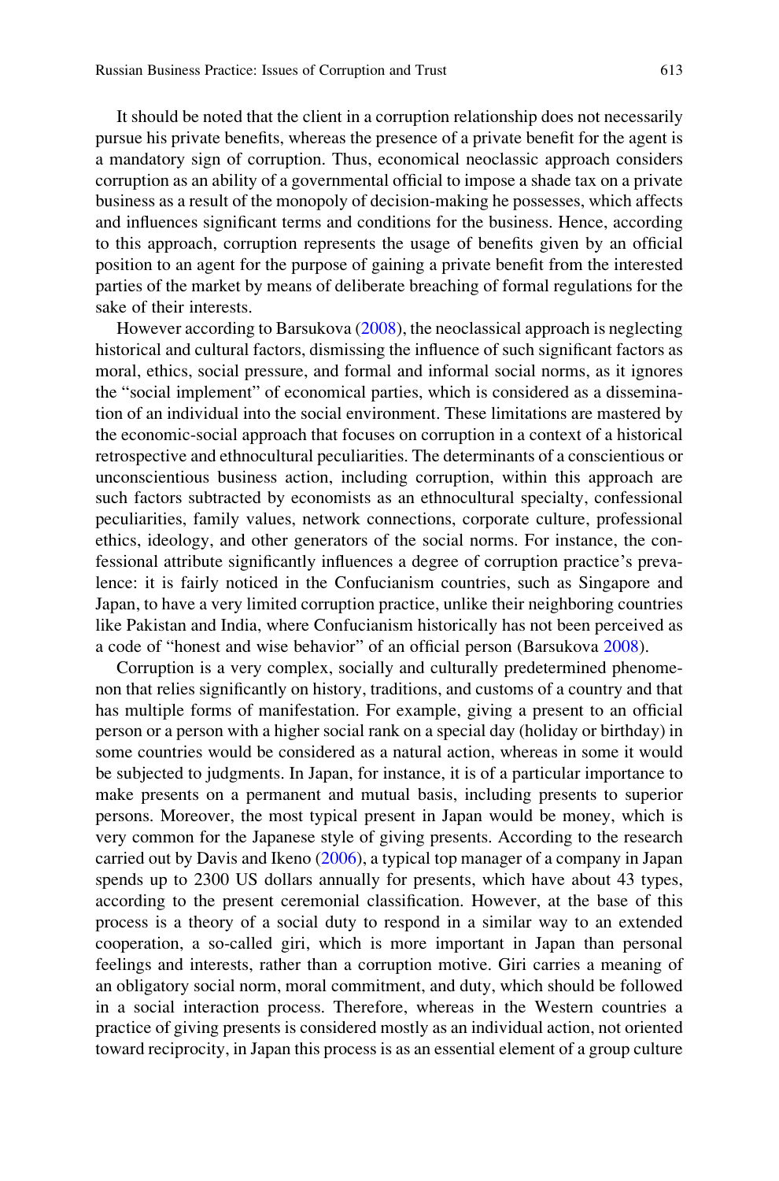It should be noted that the client in a corruption relationship does not necessarily pursue his private benefits, whereas the presence of a private benefit for the agent is a mandatory sign of corruption. Thus, economical neoclassic approach considers corruption as an ability of a governmental official to impose a shade tax on a private business as a result of the monopoly of decision-making he possesses, which affects and influences significant terms and conditions for the business. Hence, according to this approach, corruption represents the usage of benefits given by an official position to an agent for the purpose of gaining a private benefit from the interested parties of the market by means of deliberate breaching of formal regulations for the sake of their interests.

However according to Barsukova (2008), the neoclassical approach is neglecting historical and cultural factors, dismissing the influence of such significant factors as moral, ethics, social pressure, and formal and informal social norms, as it ignores the "social implement" of economical parties, which is considered as a dissemination of an individual into the social environment. These limitations are mastered by the economic-social approach that focuses on corruption in a context of a historical retrospective and ethnocultural peculiarities. The determinants of a conscientious or unconscientious business action, including corruption, within this approach are such factors subtracted by economists as an ethnocultural specialty, confessional peculiarities, family values, network connections, corporate culture, professional ethics, ideology, and other generators of the social norms. For instance, the confessional attribute significantly influences a degree of corruption practice's prevalence: it is fairly noticed in the Confucianism countries, such as Singapore and Japan, to have a very limited corruption practice, unlike their neighboring countries like Pakistan and India, where Confucianism historically has not been perceived as a code of "honest and wise behavior" of an official person (Barsukova 2008).

Corruption is a very complex, socially and culturally predetermined phenomenon that relies significantly on history, traditions, and customs of a country and that has multiple forms of manifestation. For example, giving a present to an official person or a person with a higher social rank on a special day (holiday or birthday) in some countries would be considered as a natural action, whereas in some it would be subjected to judgments. In Japan, for instance, it is of a particular importance to make presents on a permanent and mutual basis, including presents to superior persons. Moreover, the most typical present in Japan would be money, which is very common for the Japanese style of giving presents. According to the research carried out by Davis and Ikeno (2006), a typical top manager of a company in Japan spends up to 2300 US dollars annually for presents, which have about 43 types, according to the present ceremonial classification. However, at the base of this process is a theory of a social duty to respond in a similar way to an extended cooperation, a so-called giri, which is more important in Japan than personal feelings and interests, rather than a corruption motive. Giri carries a meaning of an obligatory social norm, moral commitment, and duty, which should be followed in a social interaction process. Therefore, whereas in the Western countries a practice of giving presents is considered mostly as an individual action, not oriented toward reciprocity, in Japan this process is as an essential element of a group culture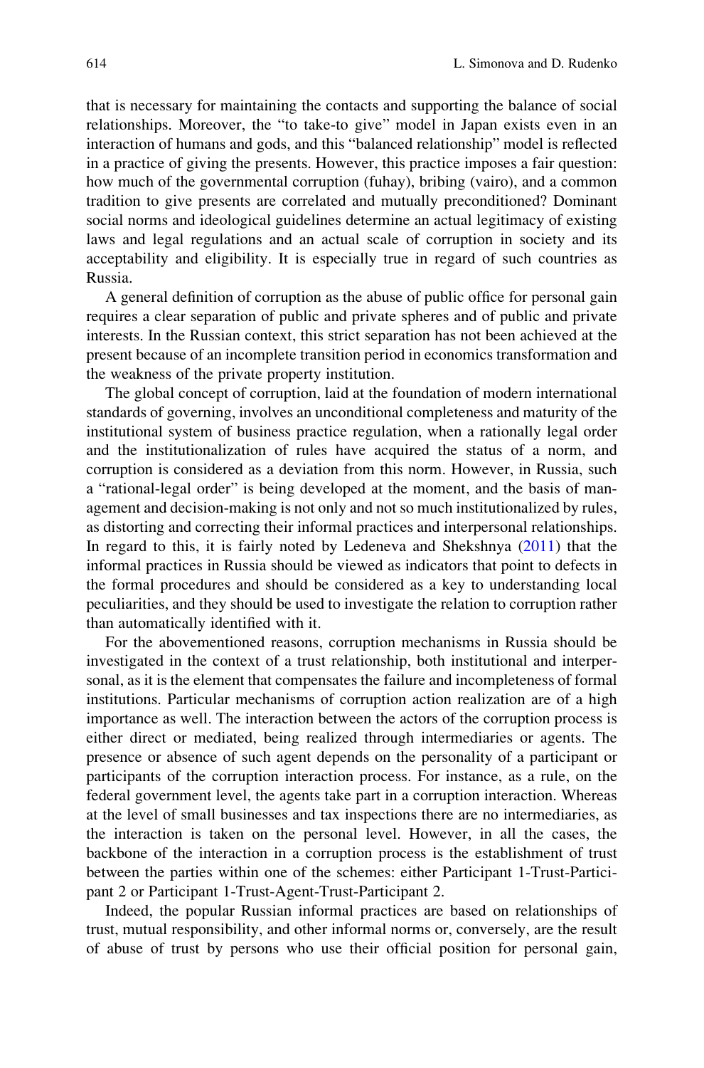that is necessary for maintaining the contacts and supporting the balance of social relationships. Moreover, the "to take-to give" model in Japan exists even in an interaction of humans and gods, and this "balanced relationship" model is reflected in a practice of giving the presents. However, this practice imposes a fair question: how much of the governmental corruption (fuhay), bribing (vairo), and a common tradition to give presents are correlated and mutually preconditioned? Dominant social norms and ideological guidelines determine an actual legitimacy of existing laws and legal regulations and an actual scale of corruption in society and its acceptability and eligibility. It is especially true in regard of such countries as Russia.

A general definition of corruption as the abuse of public office for personal gain requires a clear separation of public and private spheres and of public and private interests. In the Russian context, this strict separation has not been achieved at the present because of an incomplete transition period in economics transformation and the weakness of the private property institution.

The global concept of corruption, laid at the foundation of modern international standards of governing, involves an unconditional completeness and maturity of the institutional system of business practice regulation, when a rationally legal order and the institutionalization of rules have acquired the status of a norm, and corruption is considered as a deviation from this norm. However, in Russia, such a "rational-legal order" is being developed at the moment, and the basis of management and decision-making is not only and not so much institutionalized by rules, as distorting and correcting their informal practices and interpersonal relationships. In regard to this, it is fairly noted by Ledeneva and Shekshnya (2011) that the informal practices in Russia should be viewed as indicators that point to defects in the formal procedures and should be considered as a key to understanding local peculiarities, and they should be used to investigate the relation to corruption rather than automatically identified with it.

For the abovementioned reasons, corruption mechanisms in Russia should be investigated in the context of a trust relationship, both institutional and interpersonal, as it is the element that compensates the failure and incompleteness of formal institutions. Particular mechanisms of corruption action realization are of a high importance as well. The interaction between the actors of the corruption process is either direct or mediated, being realized through intermediaries or agents. The presence or absence of such agent depends on the personality of a participant or participants of the corruption interaction process. For instance, as a rule, on the federal government level, the agents take part in a corruption interaction. Whereas at the level of small businesses and tax inspections there are no intermediaries, as the interaction is taken on the personal level. However, in all the cases, the backbone of the interaction in a corruption process is the establishment of trust between the parties within one of the schemes: either Participant 1-Trust-Participant 2 or Participant 1-Trust-Agent-Trust-Participant 2.

Indeed, the popular Russian informal practices are based on relationships of trust, mutual responsibility, and other informal norms or, conversely, are the result of abuse of trust by persons who use their official position for personal gain,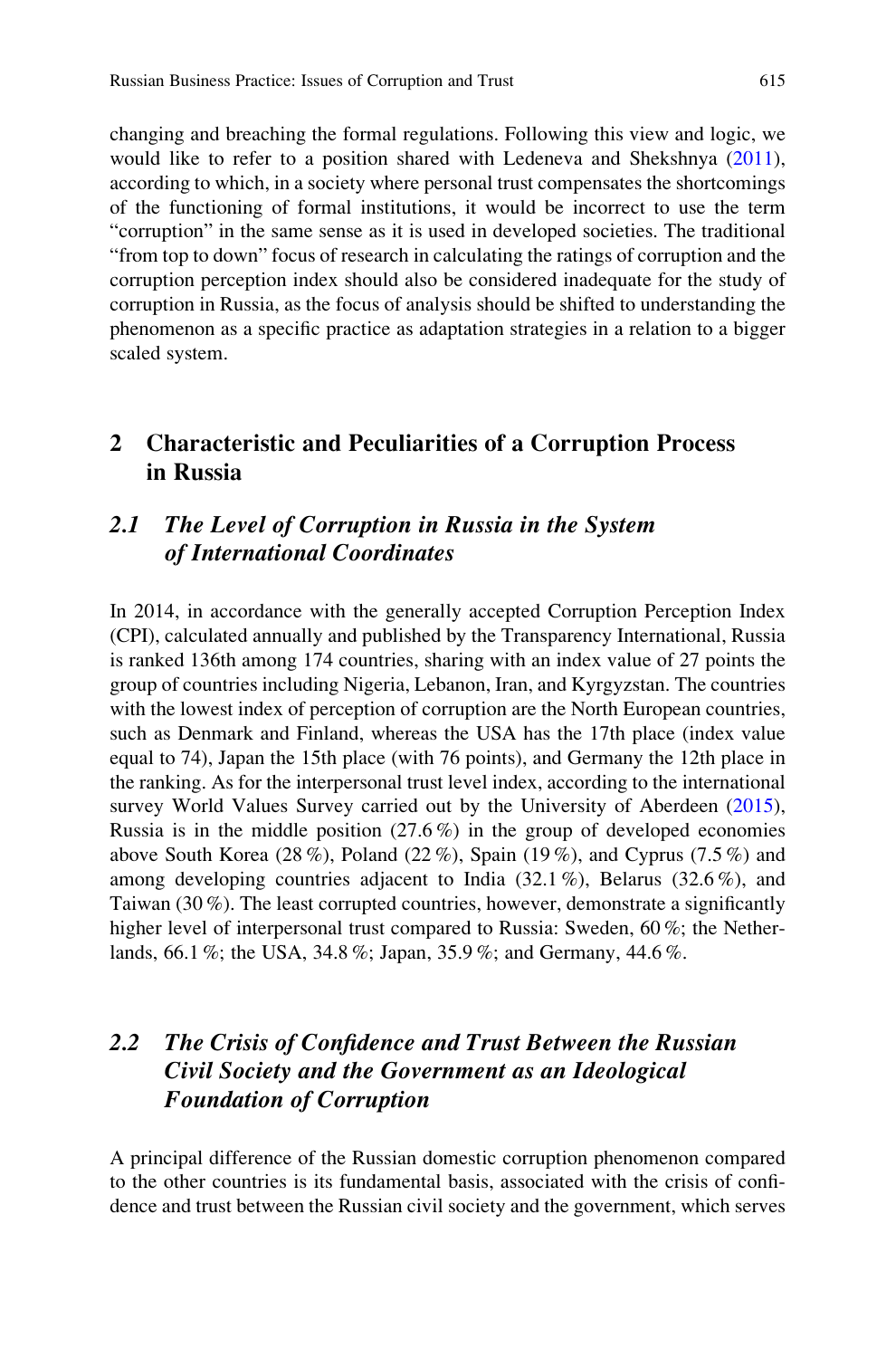changing and breaching the formal regulations. Following this view and logic, we would like to refer to a position shared with Ledeneva and Shekshnya (2011), according to which, in a society where personal trust compensates the shortcomings of the functioning of formal institutions, it would be incorrect to use the term "corruption" in the same sense as it is used in developed societies. The traditional "from top to down" focus of research in calculating the ratings of corruption and the corruption perception index should also be considered inadequate for the study of corruption in Russia, as the focus of analysis should be shifted to understanding the phenomenon as a specific practice as adaptation strategies in a relation to a bigger scaled system.

## 2 Characteristic and Peculiarities of a Corruption Process in Russia

### *2.1 The Level of Corruption in Russia in the System of International Coordinates*

In 2014, in accordance with the generally accepted Corruption Perception Index (CPI), calculated annually and published by the Transparency International, Russia is ranked 136th among 174 countries, sharing with an index value of 27 points the group of countries including Nigeria, Lebanon, Iran, and Kyrgyzstan. The countries with the lowest index of perception of corruption are the North European countries, such as Denmark and Finland, whereas the USA has the 17th place (index value equal to 74), Japan the 15th place (with 76 points), and Germany the 12th place in the ranking. As for the interpersonal trust level index, according to the international survey World Values Survey carried out by the University of Aberdeen (2015), Russia is in the middle position (27.6 %) in the group of developed economies above South Korea (28 %), Poland (22 %), Spain (19 %), and Cyprus (7.5 %) and among developing countries adjacent to India (32.1 %), Belarus (32.6 %), and Taiwan (30 %). The least corrupted countries, however, demonstrate a significantly higher level of interpersonal trust compared to Russia: Sweden, 60 %; the Netherlands, 66.1 %; the USA, 34.8 %; Japan, 35.9 %; and Germany, 44.6 %.

### *2.2 The Crisis of Confidence and Trust Between the Russian Civil Society and the Government as an Ideological Foundation of Corruption*

A principal difference of the Russian domestic corruption phenomenon compared to the other countries is its fundamental basis, associated with the crisis of confidence and trust between the Russian civil society and the government, which serves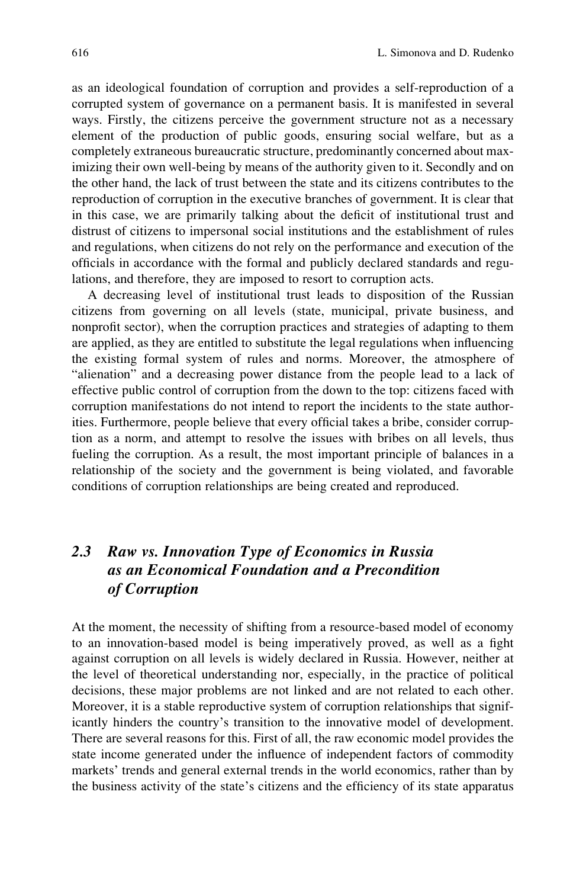as an ideological foundation of corruption and provides a self-reproduction of a corrupted system of governance on a permanent basis. It is manifested in several ways. Firstly, the citizens perceive the government structure not as a necessary element of the production of public goods, ensuring social welfare, but as a completely extraneous bureaucratic structure, predominantly concerned about maximizing their own well-being by means of the authority given to it. Secondly and on the other hand, the lack of trust between the state and its citizens contributes to the reproduction of corruption in the executive branches of government. It is clear that in this case, we are primarily talking about the deficit of institutional trust and distrust of citizens to impersonal social institutions and the establishment of rules and regulations, when citizens do not rely on the performance and execution of the officials in accordance with the formal and publicly declared standards and regulations, and therefore, they are imposed to resort to corruption acts.

A decreasing level of institutional trust leads to disposition of the Russian citizens from governing on all levels (state, municipal, private business, and nonprofit sector), when the corruption practices and strategies of adapting to them are applied, as they are entitled to substitute the legal regulations when influencing the existing formal system of rules and norms. Moreover, the atmosphere of "alienation" and a decreasing power distance from the people lead to a lack of effective public control of corruption from the down to the top: citizens faced with corruption manifestations do not intend to report the incidents to the state authorities. Furthermore, people believe that every official takes a bribe, consider corruption as a norm, and attempt to resolve the issues with bribes on all levels, thus fueling the corruption. As a result, the most important principle of balances in a relationship of the society and the government is being violated, and favorable conditions of corruption relationships are being created and reproduced.

## 2.3 Raw vs. Innovation Type of Economics in Russia as an Economical Foundation and a Precondition of Corruption

At the moment, the necessity of shifting from a resource-based model of economy to an innovation-based model is being imperatively proved, as well as a fight against corruption on all levels is widely declared in Russia. However, neither at the level of theoretical understanding nor, especially, in the practice of political decisions, these major problems are not linked and are not related to each other. Moreover, it is a stable reproductive system of corruption relationships that significantly hinders the country's transition to the innovative model of development. There are several reasons for this. First of all, the raw economic model provides the state income generated under the influence of independent factors of commodity markets' trends and general external trends in the world economics, rather than by the business activity of the state's citizens and the efficiency of its state apparatus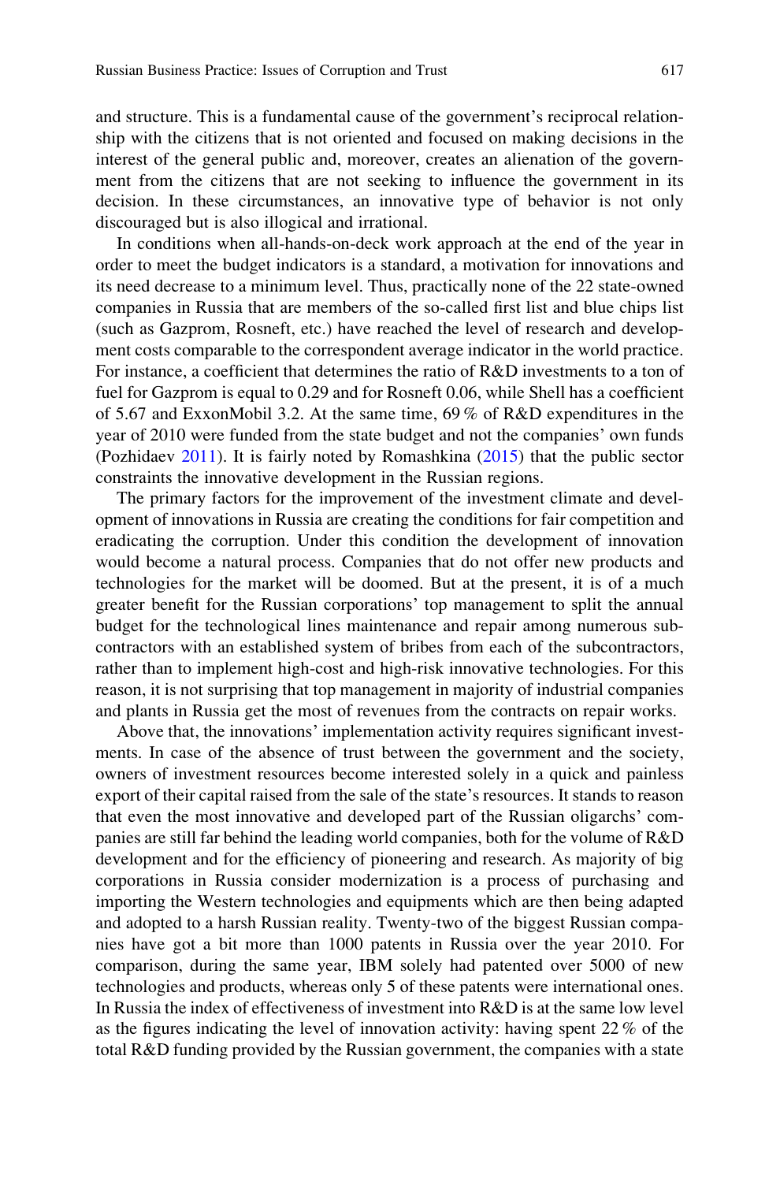and structure. This is a fundamental cause of the government's reciprocal relationship with the citizens that is not oriented and focused on making decisions in the interest of the general public and, moreover, creates an alienation of the government from the citizens that are not seeking to influence the government in its decision. In these circumstances, an innovative type of behavior is not only discouraged but is also illogical and irrational.

In conditions when all-hands-on-deck work approach at the end of the year in order to meet the budget indicators is a standard, a motivation for innovations and its need decrease to a minimum level. Thus, practically none of the 22 state-owned companies in Russia that are members of the so-called first list and blue chips list (such as Gazprom, Rosneft, etc.) have reached the level of research and development costs comparable to the correspondent average indicator in the world practice. For instance, a coefficient that determines the ratio of R&D investments to a ton of fuel for Gazprom is equal to 0.29 and for Rosneft 0.06, while Shell has a coefficient of 5.67 and ExxonMobil 3.2. At the same time, 69 % of R&D expenditures in the year of 2010 were funded from the state budget and not the companies' own funds (Pozhidaev 2011). It is fairly noted by Romashkina (2015) that the public sector constraints the innovative development in the Russian regions.

The primary factors for the improvement of the investment climate and development of innovations in Russia are creating the conditions for fair competition and eradicating the corruption. Under this condition the development of innovation would become a natural process. Companies that do not offer new products and technologies for the market will be doomed. But at the present, it is of a much greater benefit for the Russian corporations' top management to split the annual budget for the technological lines maintenance and repair among numerous subcontractors with an established system of bribes from each of the subcontractors, rather than to implement high-cost and high-risk innovative technologies. For this reason, it is not surprising that top management in majority of industrial companies and plants in Russia get the most of revenues from the contracts on repair works.

Above that, the innovations' implementation activity requires significant investments. In case of the absence of trust between the government and the society, owners of investment resources become interested solely in a quick and painless export of their capital raised from the sale of the state's resources. It stands to reason that even the most innovative and developed part of the Russian oligarchs' companies are still far behind the leading world companies, both for the volume of R&D development and for the efficiency of pioneering and research. As majority of big corporations in Russia consider modernization is a process of purchasing and importing the Western technologies and equipments which are then being adapted and adopted to a harsh Russian reality. Twenty-two of the biggest Russian companies have got a bit more than 1000 patents in Russia over the year 2010. For comparison, during the same year, IBM solely had patented over 5000 of new technologies and products, whereas only 5 of these patents were international ones. In Russia the index of effectiveness of investment into R&D is at the same low level as the figures indicating the level of innovation activity: having spent 22 % of the total R&D funding provided by the Russian government, the companies with a state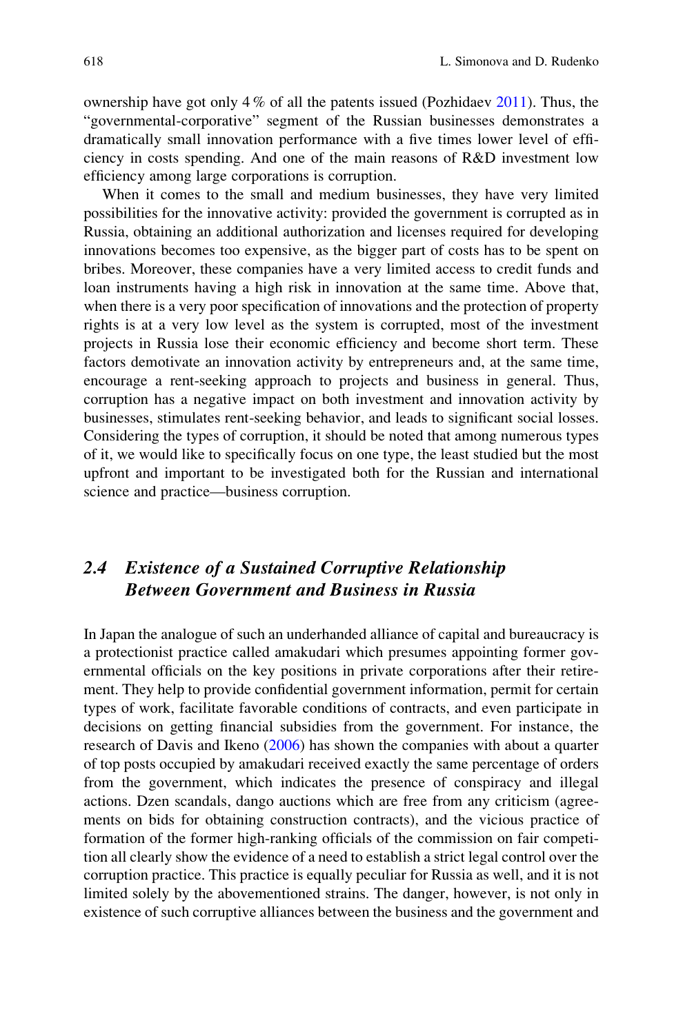ownership have got only 4 % of all the patents issued (Pozhidaev 2011). Thus, the "governmental-corporative" segment of the Russian businesses demonstrates a dramatically small innovation performance with a five times lower level of efficiency in costs spending. And one of the main reasons of R&D investment low efficiency among large corporations is corruption.

When it comes to the small and medium businesses, they have very limited possibilities for the innovative activity: provided the government is corrupted as in Russia, obtaining an additional authorization and licenses required for developing innovations becomes too expensive, as the bigger part of costs has to be spent on bribes. Moreover, these companies have a very limited access to credit funds and loan instruments having a high risk in innovation at the same time. Above that, when there is a very poor specification of innovations and the protection of property rights is at a very low level as the system is corrupted, most of the investment projects in Russia lose their economic efficiency and become short term. These factors demotivate an innovation activity by entrepreneurs and, at the same time, encourage a rent-seeking approach to projects and business in general. Thus, corruption has a negative impact on both investment and innovation activity by businesses, stimulates rent-seeking behavior, and leads to significant social losses. Considering the types of corruption, it should be noted that among numerous types of it, we would like to specifically focus on one type, the least studied but the most upfront and important to be investigated both for the Russian and international science and practice—business corruption.

## 2.4 *Existence of a Sustained Corruptive Relationship Between Government and Business in Russia*

In Japan the analogue of such an underhanded alliance of capital and bureaucracy is a protectionist practice called amakudari which presumes appointing former governmental officials on the key positions in private corporations after their retirement. They help to provide confidential government information, permit for certain types of work, facilitate favorable conditions of contracts, and even participate in decisions on getting financial subsidies from the government. For instance, the research of Davis and Ikeno (2006) has shown the companies with about a quarter of top posts occupied by amakudari received exactly the same percentage of orders from the government, which indicates the presence of conspiracy and illegal actions. Dzen scandals, dango auctions which are free from any criticism (agreements on bids for obtaining construction contracts), and the vicious practice of formation of the former high-ranking officials of the commission on fair competition all clearly show the evidence of a need to establish a strict legal control over the corruption practice. This practice is equally peculiar for Russia as well, and it is not limited solely by the abovementioned strains. The danger, however, is not only in existence of such corruptive alliances between the business and the government and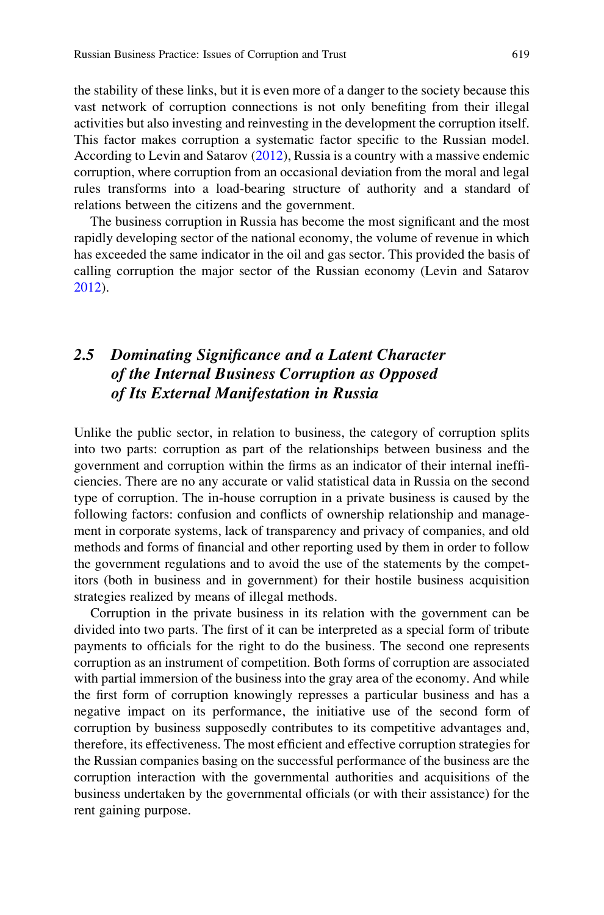the stability of these links, but it is even more of a danger to the society because this vast network of corruption connections is not only benefiting from their illegal activities but also investing and reinvesting in the development the corruption itself. This factor makes corruption a systematic factor specific to the Russian model. According to Levin and Satarov (2012), Russia is a country with a massive endemic corruption, where corruption from an occasional deviation from the moral and legal rules transforms into a load-bearing structure of authority and a standard of relations between the citizens and the government.

The business corruption in Russia has become the most significant and the most rapidly developing sector of the national economy, the volume of revenue in which has exceeded the same indicator in the oil and gas sector. This provided the basis of calling corruption the major sector of the Russian economy (Levin and Satarov 2012).

## *2.5 Dominating Significance and a Latent Character of the Internal Business Corruption as Opposed of Its External Manifestation in Russia*

Unlike the public sector, in relation to business, the category of corruption splits into two parts: corruption as part of the relationships between business and the government and corruption within the firms as an indicator of their internal inefficiencies. There are no any accurate or valid statistical data in Russia on the second type of corruption. The in-house corruption in a private business is caused by the following factors: confusion and conflicts of ownership relationship and management in corporate systems, lack of transparency and privacy of companies, and old methods and forms of financial and other reporting used by them in order to follow the government regulations and to avoid the use of the statements by the competitors (both in business and in government) for their hostile business acquisition strategies realized by means of illegal methods.

Corruption in the private business in its relation with the government can be divided into two parts. The first of it can be interpreted as a special form of tribute payments to officials for the right to do the business. The second one represents corruption as an instrument of competition. Both forms of corruption are associated with partial immersion of the business into the gray area of the economy. And while the first form of corruption knowingly represses a particular business and has a negative impact on its performance, the initiative use of the second form of corruption by business supposedly contributes to its competitive advantages and, therefore, its effectiveness. The most efficient and effective corruption strategies for the Russian companies basing on the successful performance of the business are the corruption interaction with the governmental authorities and acquisitions of the business undertaken by the governmental officials (or with their assistance) for the rent gaining purpose.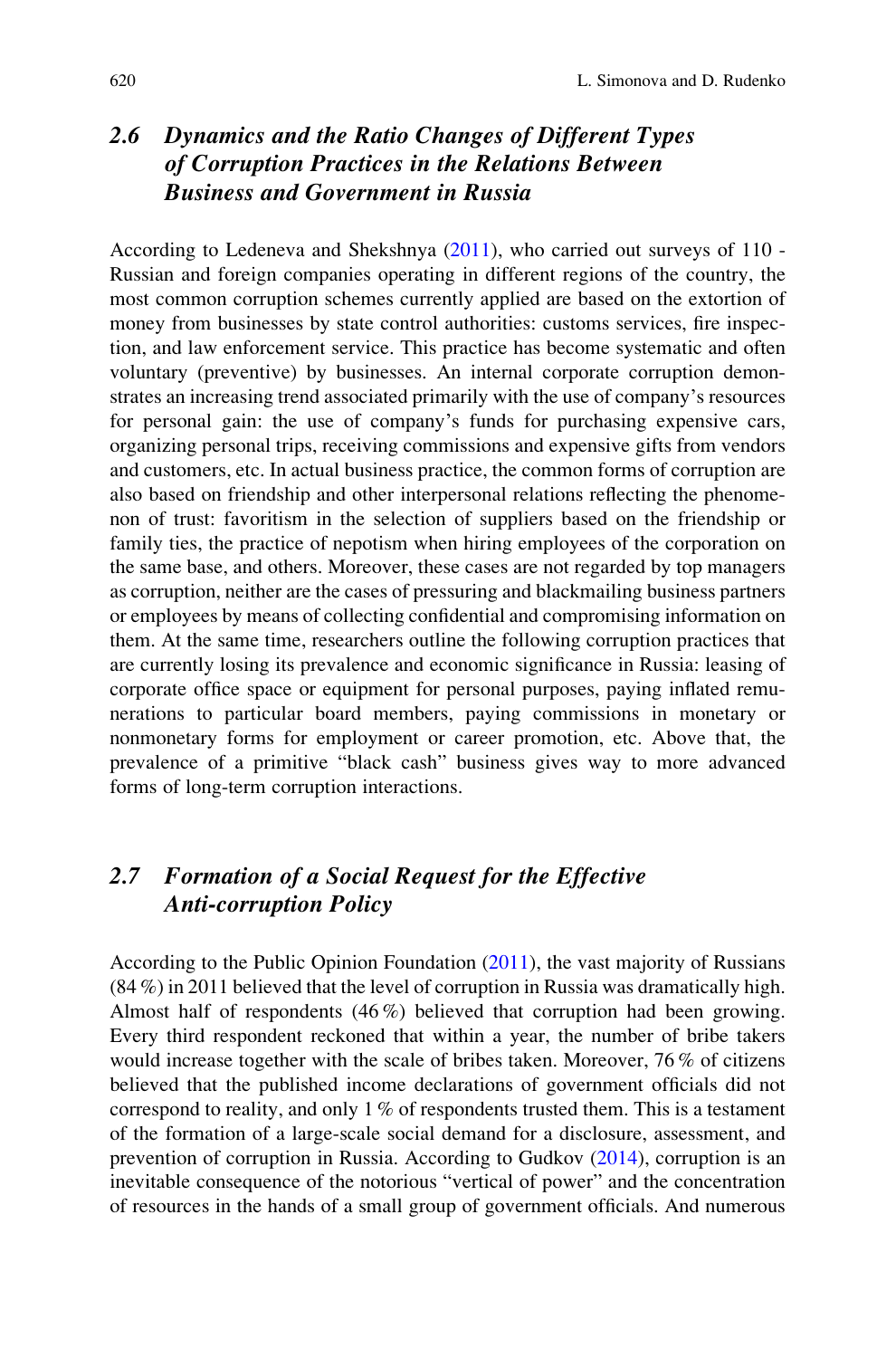## 2.6 *Dynamics and the Ratio Changes of Different Types of Corruption Practices in the Relations Between Business and Government in Russia*

According to Ledeneva and Shekshnya (2011), who carried out surveys of 110 - Russian and foreign companies operating in different regions of the country, the most common corruption schemes currently applied are based on the extortion of money from businesses by state control authorities: customs services, fire inspection, and law enforcement service. This practice has become systematic and often voluntary (preventive) by businesses. An internal corporate corruption demonstrates an increasing trend associated primarily with the use of company's resources for personal gain: the use of company's funds for purchasing expensive cars, organizing personal trips, receiving commissions and expensive gifts from vendors and customers, etc. In actual business practice, the common forms of corruption are also based on friendship and other interpersonal relations reflecting the phenomenon of trust: favoritism in the selection of suppliers based on the friendship or family ties, the practice of nepotism when hiring employees of the corporation on the same base, and others. Moreover, these cases are not regarded by top managers as corruption, neither are the cases of pressuring and blackmailing business partners or employees by means of collecting confidential and compromising information on them. At the same time, researchers outline the following corruption practices that are currently losing its prevalence and economic significance in Russia: leasing of corporate office space or equipment for personal purposes, paying inflated remunerations to particular board members, paying commissions in monetary or nonmonetary forms for employment or career promotion, etc. Above that, the prevalence of a primitive "black cash" business gives way to more advanced forms of long-term corruption interactions.

## 2.7 *Formation of a Social Request for the Effective Anti-corruption Policy*

According to the Public Opinion Foundation (2011), the vast majority of Russians (84 %) in 2011 believed that the level of corruption in Russia was dramatically high. Almost half of respondents (46 %) believed that corruption had been growing. Every third respondent reckoned that within a year, the number of bribe takers would increase together with the scale of bribes taken. Moreover, 76 % of citizens believed that the published income declarations of government officials did not correspond to reality, and only 1 % of respondents trusted them. This is a testament of the formation of a large-scale social demand for a disclosure, assessment, and prevention of corruption in Russia. According to Gudkov (2014), corruption is an inevitable consequence of the notorious "vertical of power" and the concentration of resources in the hands of a small group of government officials. And numerous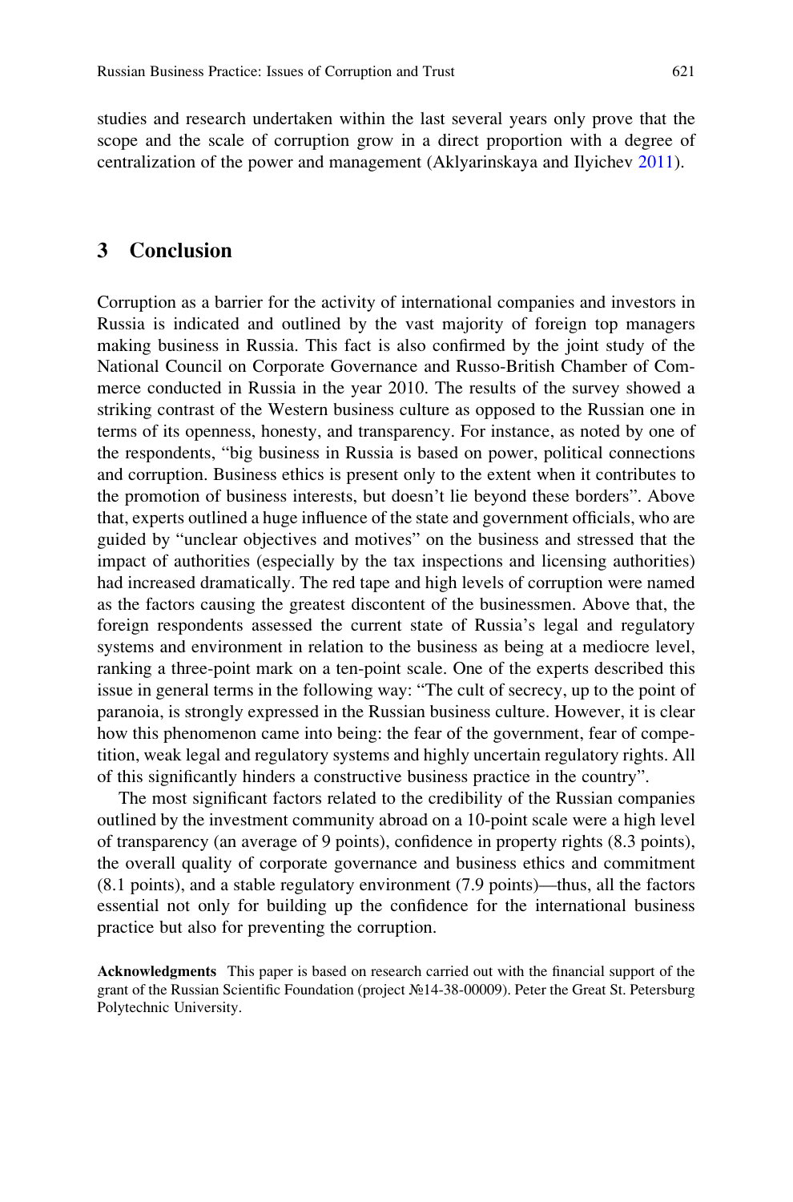studies and research undertaken within the last several years only prove that the scope and the scale of corruption grow in a direct proportion with a degree of centralization of the power and management (Aklyarinskaya and Ilyichev 2011).

## 3 Conclusion

Corruption as a barrier for the activity of international companies and investors in Russia is indicated and outlined by the vast majority of foreign top managers making business in Russia. This fact is also confirmed by the joint study of the National Council on Corporate Governance and Russo-British Chamber of Commerce conducted in Russia in the year 2010. The results of the survey showed a striking contrast of the Western business culture as opposed to the Russian one in terms of its openness, honesty, and transparency. For instance, as noted by one of the respondents, "big business in Russia is based on power, political connections and corruption. Business ethics is present only to the extent when it contributes to the promotion of business interests, but doesn't lie beyond these borders". Above that, experts outlined a huge influence of the state and government officials, who are guided by "unclear objectives and motives" on the business and stressed that the impact of authorities (especially by the tax inspections and licensing authorities) had increased dramatically. The red tape and high levels of corruption were named as the factors causing the greatest discontent of the businessmen. Above that, the foreign respondents assessed the current state of Russia's legal and regulatory systems and environment in relation to the business as being at a mediocre level, ranking a three-point mark on a ten-point scale. One of the experts described this issue in general terms in the following way: "The cult of secrecy, up to the point of paranoia, is strongly expressed in the Russian business culture. However, it is clear how this phenomenon came into being: the fear of the government, fear of competition, weak legal and regulatory systems and highly uncertain regulatory rights. All of this significantly hinders a constructive business practice in the country".

The most significant factors related to the credibility of the Russian companies outlined by the investment community abroad on a 10-point scale were a high level of transparency (an average of 9 points), confidence in property rights (8.3 points), the overall quality of corporate governance and business ethics and commitment (8.1 points), and a stable regulatory environment (7.9 points)—thus, all the factors essential not only for building up the confidence for the international business practice but also for preventing the corruption.

**Acknowledgments** This paper is based on research carried out with the financial support of the grant of the Russian Scientific Foundation (project №14-38-00009). Peter the Great St. Petersburg Polytechnic University.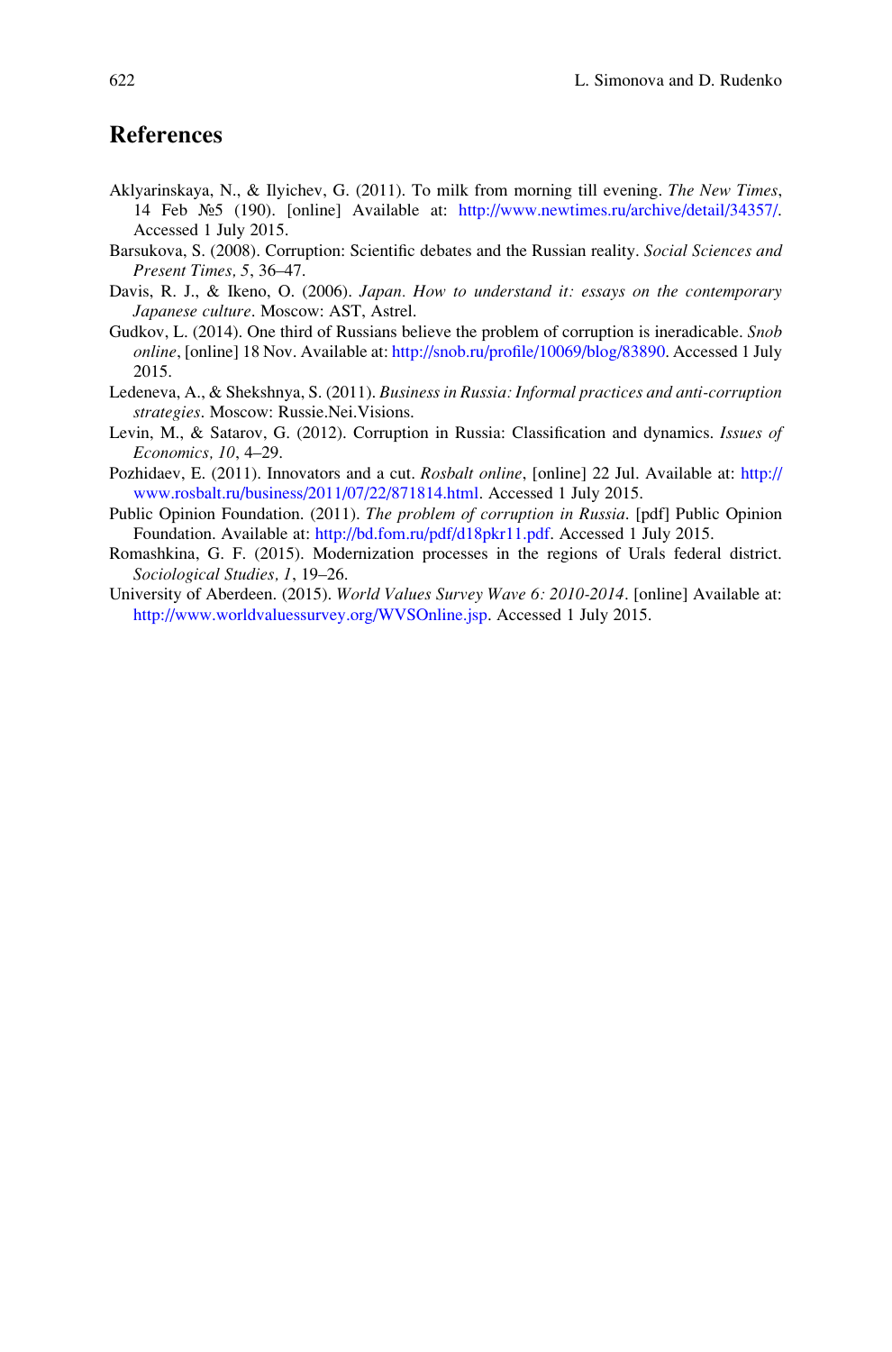## References

Aklyarinskaya, N., & Ilyichev, G. (2011). To milk from morning till evening. *The New Times*, 14 Feb №5 (190). [online] Available at: http://www.newtimes.ru/archive/detail/34357/. Accessed 1 July 2015.

Barsukova, S. (2008). Corruption: Scientific debates and the Russian reality. *Social Sciences and Present Times, 5*, 36–47.

Davis, R. J., & Ikeno, O. (2006). *Japan. How to understand it: essays on the contemporary Japanese culture*. Moscow: AST, Astrel.

Gudkov, L. (2014). One third of Russians believe the problem of corruption is ineradicable. *Snob online*, [online] 18 Nov. Available at: http://snob.ru/profile/10069/blog/83890. Accessed 1 July 2015.

Ledeneva, A., & Shekshnya, S. (2011). *Business in Russia: Informal practices and anti-corruption strategies*. Moscow: Russie.Nei.Visions.

Levin, M., & Satarov, G. (2012). Corruption in Russia: Classification and dynamics. *Issues of Economics, 10*, 4–29.

Pozhidaev, E. (2011). Innovators and a cut. *Rosbalt online*, [online] 22 Jul. Available at: http://www.rosbalt.ru/business/2011/07/22/871814.html. Accessed 1 July 2015.

Public Opinion Foundation. (2011). *The problem of corruption in Russia*. [pdf] Public Opinion Foundation. Available at: http://bd.fom.ru/pdf/d18pkr11.pdf. Accessed 1 July 2015.

Romashkina, G. F. (2015). Modernization processes in the regions of Urals federal district. *Sociological Studies, 1*, 19–26.

University of Aberdeen. (2015). *World Values Survey Wave 6: 2010-2014*. [online] Available at: http://www.worldvaluessurvey.org/WVSOnline.jsp. Accessed 1 July 2015.